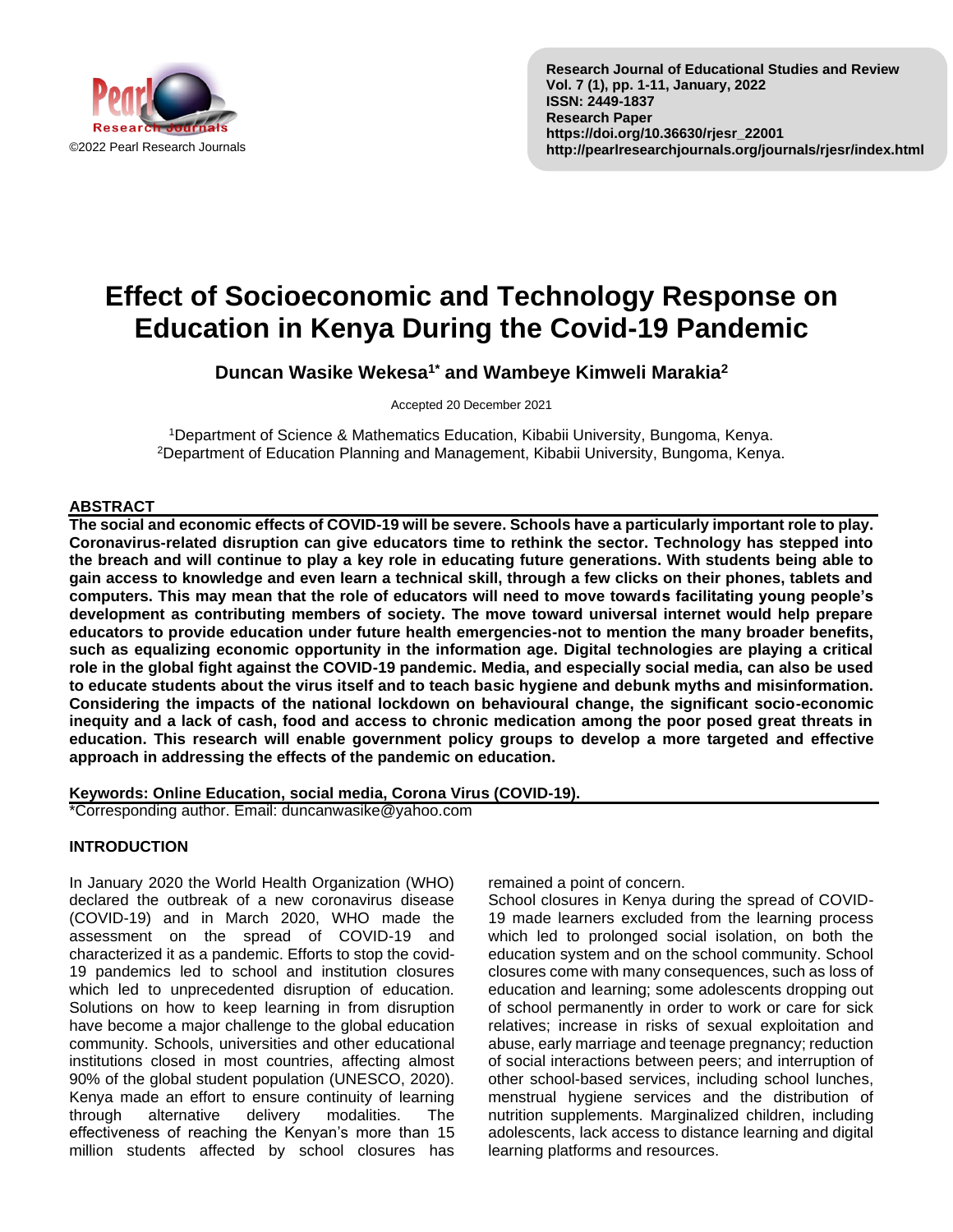# Effect of Socioeconomic and Technology Response on Education in Kenya During the Covid-19 Pandemic

**Duncan Wasike Wekesa[1*] and Wambeye Kimweli Marakia[2]**

Accepted 20 December 2021

[1]Department of Science & Mathematics Education, Kibabii University, Bungoma, Kenya.
[2]Department of Education Planning and Management, Kibabii University, Bungoma, Kenya.

## ABSTRACT

**The social and economic effects of COVID-19 will be severe. Schools have a particularly important role to play. Coronavirus-related disruption can give educators time to rethink the sector. Technology has stepped into the breach and will continue to play a key role in educating future generations. With students being able to gain access to knowledge and even learn a technical skill, through a few clicks on their phones, tablets and computers. This may mean that the role of educators will need to move towards facilitating young people's development as contributing members of society. The move toward universal internet would help prepare educators to provide education under future health emergencies-not to mention the many broader benefits, such as equalizing economic opportunity in the information age. Digital technologies are playing a critical role in the global fight against the COVID-19 pandemic. Media, and especially social media, can also be used to educate students about the virus itself and to teach basic hygiene and debunk myths and misinformation. Considering the impacts of the national lockdown on behavioural change, the significant socio-economic inequity and a lack of cash, food and access to chronic medication among the poor posed great threats in education. This research will enable government policy groups to develop a more targeted and effective approach in addressing the effects of the pandemic on education.**

**Keywords: Online Education, social media, Corona Virus (COVID-19).**

*Corresponding author. Email: duncanwasike@yahoo.com

## INTRODUCTION

In January 2020 the World Health Organization (WHO) declared the outbreak of a new coronavirus disease (COVID-19) and in March 2020, WHO made the assessment on the spread of COVID-19 and characterized it as a pandemic. Efforts to stop the covid-19 pandemics led to school and institution closures which led to unprecedented disruption of education. Solutions on how to keep learning in from disruption have become a major challenge to the global education community. Schools, universities and other educational institutions closed in most countries, affecting almost 90% of the global student population (UNESCO, 2020). Kenya made an effort to ensure continuity of learning through alternative delivery modalities. The effectiveness of reaching the Kenyan's more than 15 million students affected by school closures has remained a point of concern.

School closures in Kenya during the spread of COVID-19 made learners excluded from the learning process which led to prolonged social isolation, on both the education system and on the school community. School closures come with many consequences, such as loss of education and learning; some adolescents dropping out of school permanently in order to work or care for sick relatives; increase in risks of sexual exploitation and abuse, early marriage and teenage pregnancy; reduction of social interactions between peers; and interruption of other school-based services, including school lunches, menstrual hygiene services and the distribution of nutrition supplements. Marginalized children, including adolescents, lack access to distance learning and digital learning platforms and resources.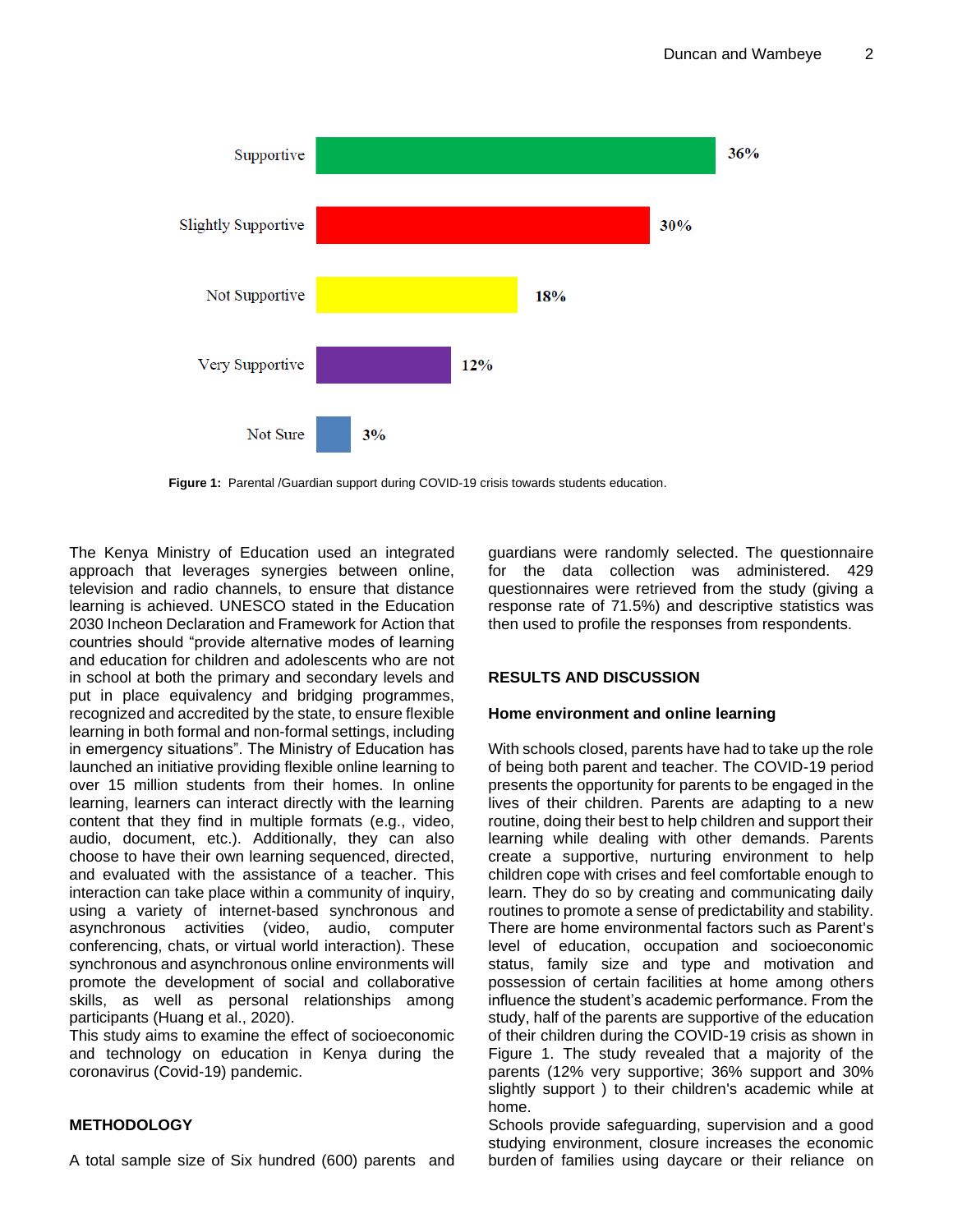**Figure 1:** Parental /Guardian support during COVID-19 crisis towards students education.

The Kenya Ministry of Education used an integrated approach that leverages synergies between online, television and radio channels, to ensure that distance learning is achieved. UNESCO stated in the Education 2030 Incheon Declaration and Framework for Action that countries should "provide alternative modes of learning and education for children and adolescents who are not in school at both the primary and secondary levels and put in place equivalency and bridging programmes, recognized and accredited by the state, to ensure flexible learning in both formal and non-formal settings, including in emergency situations". The Ministry of Education has launched an initiative providing flexible online learning to over 15 million students from their homes. In online learning, learners can interact directly with the learning content that they find in multiple formats (e.g., video, audio, document, etc.). Additionally, they can also choose to have their own learning sequenced, directed, and evaluated with the assistance of a teacher. This interaction can take place within a community of inquiry, using a variety of internet-based synchronous and asynchronous activities (video, audio, computer conferencing, chats, or virtual world interaction). These synchronous and asynchronous online environments will promote the development of social and collaborative skills, as well as personal relationships among participants (Huang et al., 2020).

This study aims to examine the effect of socioeconomic and technology on education in Kenya during the coronavirus (Covid-19) pandemic.

## METHODOLOGY

A total sample size of Six hundred (600) parents and guardians were randomly selected. The questionnaire for the data collection was administered. 429 questionnaires were retrieved from the study (giving a response rate of 71.5%) and descriptive statistics was then used to profile the responses from respondents.

## RESULTS AND DISCUSSION

### Home environment and online learning

With schools closed, parents have had to take up the role of being both parent and teacher. The COVID-19 period presents the opportunity for parents to be engaged in the lives of their children. Parents are adapting to a new routine, doing their best to help children and support their learning while dealing with other demands. Parents create a supportive, nurturing environment to help children cope with crises and feel comfortable enough to learn. They do so by creating and communicating daily routines to promote a sense of predictability and stability. There are home environmental factors such as Parent's level of education, occupation and socioeconomic status, family size and type and motivation and possession of certain facilities at home among others influence the student's academic performance. From the study, half of the parents are supportive of the education of their children during the COVID-19 crisis as shown in Figure 1. The study revealed that a majority of the parents (12% very supportive; 36% support and 30% slightly support ) to their children's academic while at home.

Schools provide safeguarding, supervision and a good studying environment, closure increases the economic burden of families using daycare or their reliance on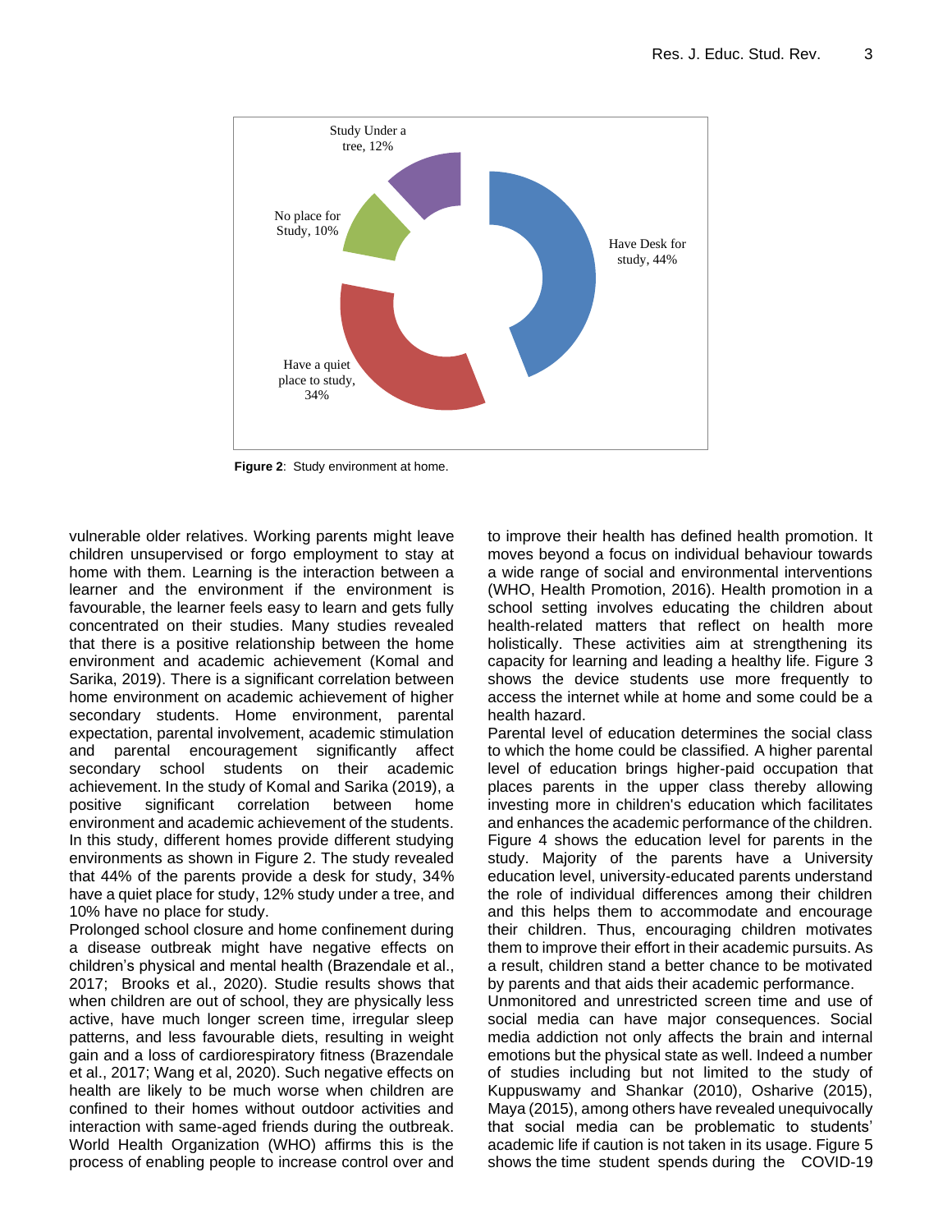Study Under a tree, 12%

No place for Study, 10%

Have Desk for study, 44%

Have a quiet place to study, 34%

**Figure 2**: Study environment at home.

vulnerable older relatives. Working parents might leave children unsupervised or forgo employment to stay at home with them. Learning is the interaction between a learner and the environment if the environment is favourable, the learner feels easy to learn and gets fully concentrated on their studies. Many studies revealed that there is a positive relationship between the home environment and academic achievement (Komal and Sarika, 2019). There is a significant correlation between home environment on academic achievement of higher secondary students. Home environment, parental expectation, parental involvement, academic stimulation and parental encouragement significantly affect secondary school students on their academic achievement. In the study of Komal and Sarika (2019), a positive significant correlation between home environment and academic achievement of the students. In this study, different homes provide different studying environments as shown in Figure 2. The study revealed that 44% of the parents provide a desk for study, 34% have a quiet place for study, 12% study under a tree, and 10% have no place for study.

Prolonged school closure and home confinement during a disease outbreak might have negative effects on children's physical and mental health (Brazendale et al., 2017; Brooks et al., 2020). Studie results shows that when children are out of school, they are physically less active, have much longer screen time, irregular sleep patterns, and less favourable diets, resulting in weight gain and a loss of cardiorespiratory fitness (Brazendale et al., 2017; Wang et al, 2020). Such negative effects on health are likely to be much worse when children are confined to their homes without outdoor activities and interaction with same-aged friends during the outbreak. World Health Organization (WHO) affirms this is the process of enabling people to increase control over and to improve their health has defined health promotion. It moves beyond a focus on individual behaviour towards a wide range of social and environmental interventions (WHO, Health Promotion, 2016). Health promotion in a school setting involves educating the children about health-related matters that reflect on health more holistically. These activities aim at strengthening its capacity for learning and leading a healthy life. Figure 3 shows the device students use more frequently to access the internet while at home and some could be a health hazard.

Parental level of education determines the social class to which the home could be classified. A higher parental level of education brings higher-paid occupation that places parents in the upper class thereby allowing investing more in children's education which facilitates and enhances the academic performance of the children. Figure 4 shows the education level for parents in the study. Majority of the parents have a University education level, university-educated parents understand the role of individual differences among their children and this helps them to accommodate and encourage their children. Thus, encouraging children motivates them to improve their effort in their academic pursuits. As a result, children stand a better chance to be motivated by parents and that aids their academic performance.

Unmonitored and unrestricted screen time and use of social media can have major consequences. Social media addiction not only affects the brain and internal emotions but the physical state as well. Indeed a number of studies including but not limited to the study of Kuppuswamy and Shankar (2010), Osharive (2015), Maya (2015), among others have revealed unequivocally that social media can be problematic to students' academic life if caution is not taken in its usage. Figure 5 shows the time student spends during the COVID-19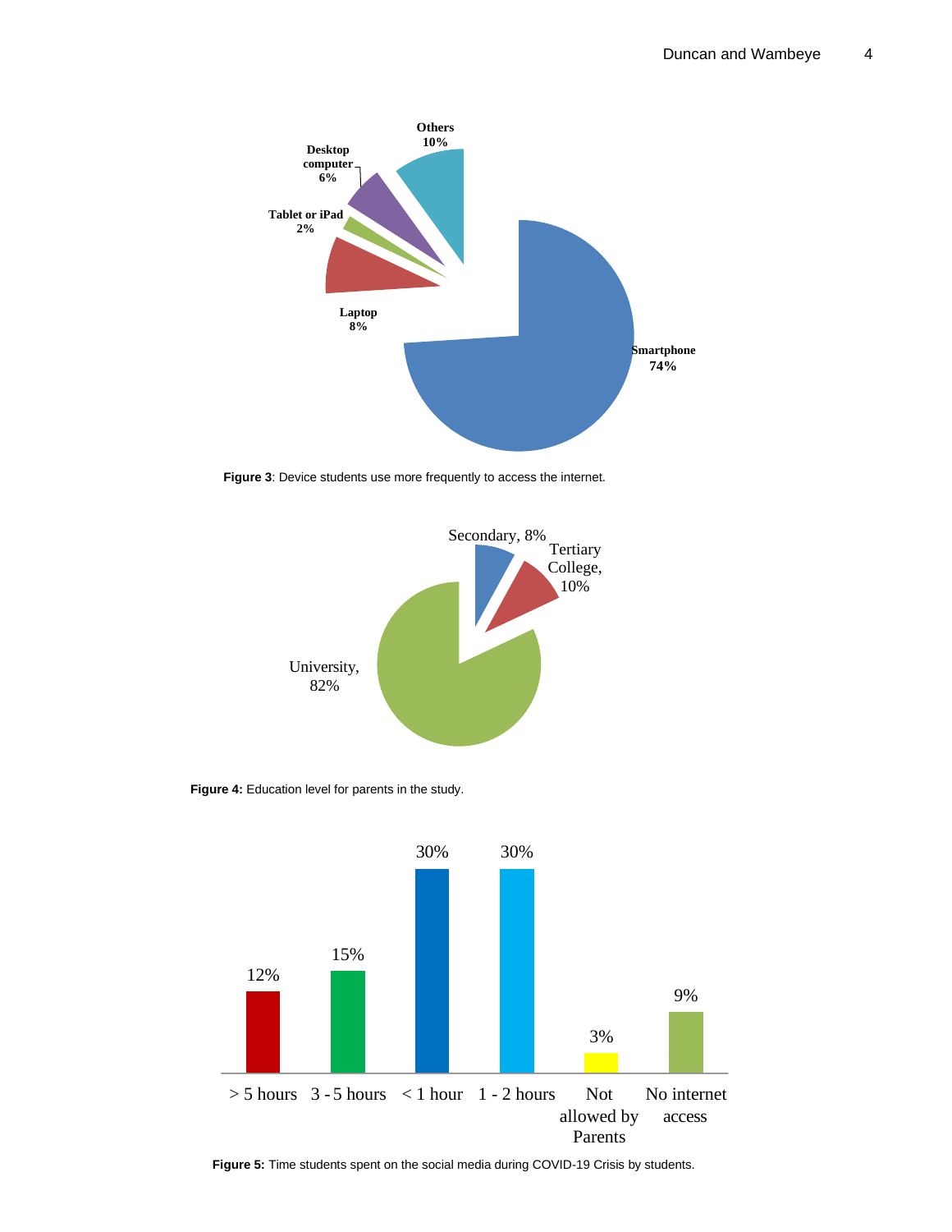Figure 3: Device students use more frequently to access the internet.

Figure 4: Education level for parents in the study.

Figure 5: Time students spent on the social media during COVID-19 Crisis by students.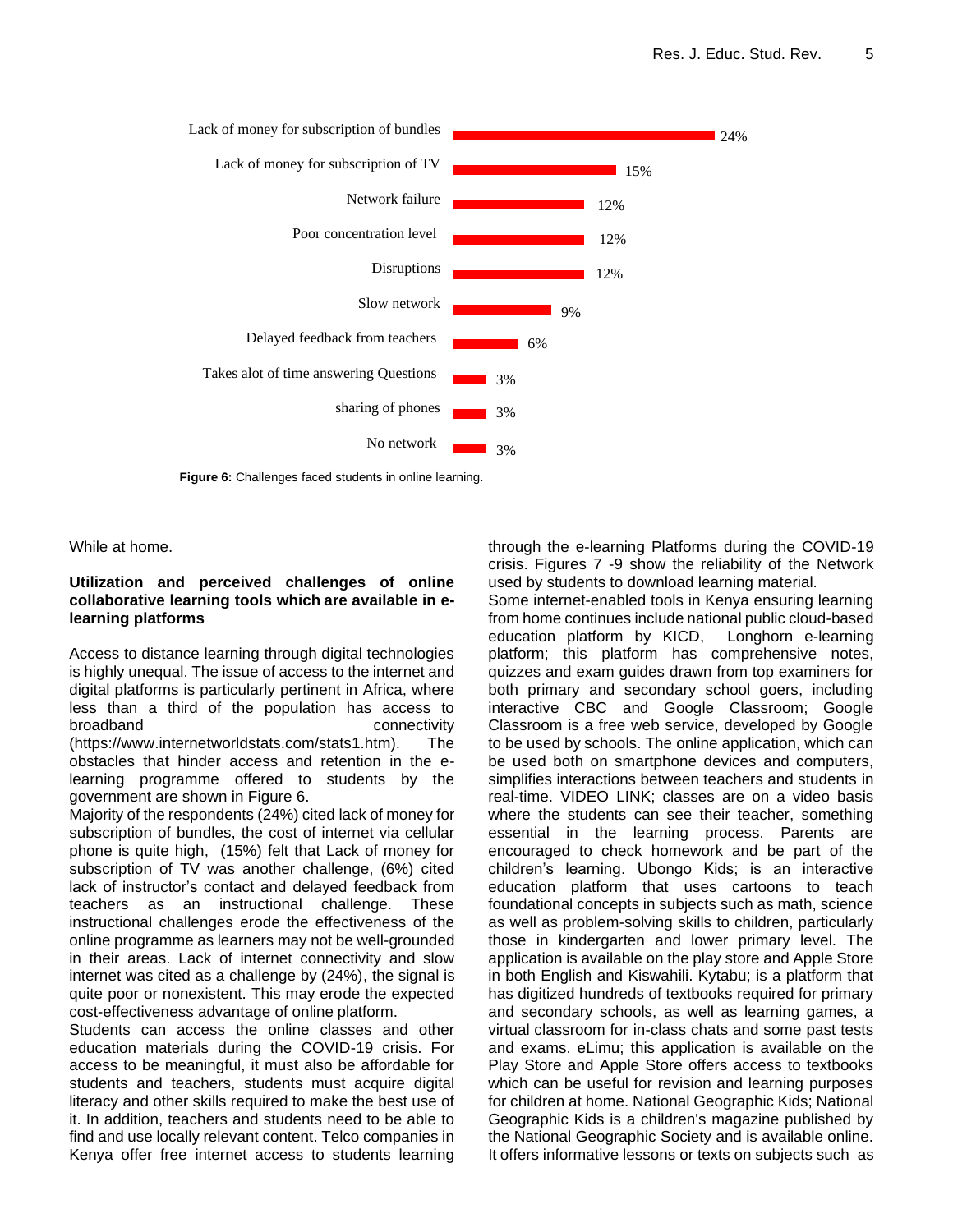| Challenge | Percentage |
|---|---|
| Lack of money for subscription of bundles | 24% |
| Lack of money for subscription of TV | 15% |
| Network failure | 12% |
| Poor concentration level | 12% |
| Disruptions | 12% |
| Slow network | 9% |
| Delayed feedback from teachers | 6% |
| Takes alot of time answering Questions | 3% |
| sharing of phones | 3% |
| No network | 3% |

**Figure 6:** Challenges faced students in online learning.

While at home.

**Utilization and perceived challenges of online collaborative learning tools which are available in e-learning platforms**

Access to distance learning through digital technologies is highly unequal. The issue of access to the internet and digital platforms is particularly pertinent in Africa, where less than a third of the population has access to broadband connectivity (https://www.internetworldstats.com/stats1.htm). The obstacles that hinder access and retention in the e-learning programme offered to students by the government are shown in Figure 6.

Majority of the respondents (24%) cited lack of money for subscription of bundles, the cost of internet via cellular phone is quite high, (15%) felt that Lack of money for subscription of TV was another challenge, (6%) cited lack of instructor's contact and delayed feedback from teachers as an instructional challenge. These instructional challenges erode the effectiveness of the online programme as learners may not be well-grounded in their areas. Lack of internet connectivity and slow internet was cited as a challenge by (24%), the signal is quite poor or nonexistent. This may erode the expected cost-effectiveness advantage of online platform.

Students can access the online classes and other education materials during the COVID-19 crisis. For access to be meaningful, it must also be affordable for students and teachers, students must acquire digital literacy and other skills required to make the best use of it. In addition, teachers and students need to be able to find and use locally relevant content. Telco companies in Kenya offer free internet access to students learning through the e-learning Platforms during the COVID-19 crisis. Figures 7 -9 show the reliability of the Network used by students to download learning material.

Some internet-enabled tools in Kenya ensuring learning from home continues include national public cloud-based education platform by KICD, Longhorn e-learning platform; this platform has comprehensive notes, quizzes and exam guides drawn from top examiners for both primary and secondary school goers, including interactive CBC and Google Classroom; Google Classroom is a free web service, developed by Google to be used by schools. The online application, which can be used both on smartphone devices and computers, simplifies interactions between teachers and students in real-time. VIDEO LINK; classes are on a video basis where the students can see their teacher, something essential in the learning process. Parents are encouraged to check homework and be part of the children's learning. Ubongo Kids; is an interactive education platform that uses cartoons to teach foundational concepts in subjects such as math, science as well as problem-solving skills to children, particularly those in kindergarten and lower primary level. The application is available on the play store and Apple Store in both English and Kiswahili. Kytabu; is a platform that has digitized hundreds of textbooks required for primary and secondary schools, as well as learning games, a virtual classroom for in-class chats and some past tests and exams. eLimu; this application is available on the Play Store and Apple Store offers access to textbooks which can be useful for revision and learning purposes for children at home. National Geographic Kids; National Geographic Kids is a children's magazine published by the National Geographic Society and is available online. It offers informative lessons or texts on subjects such as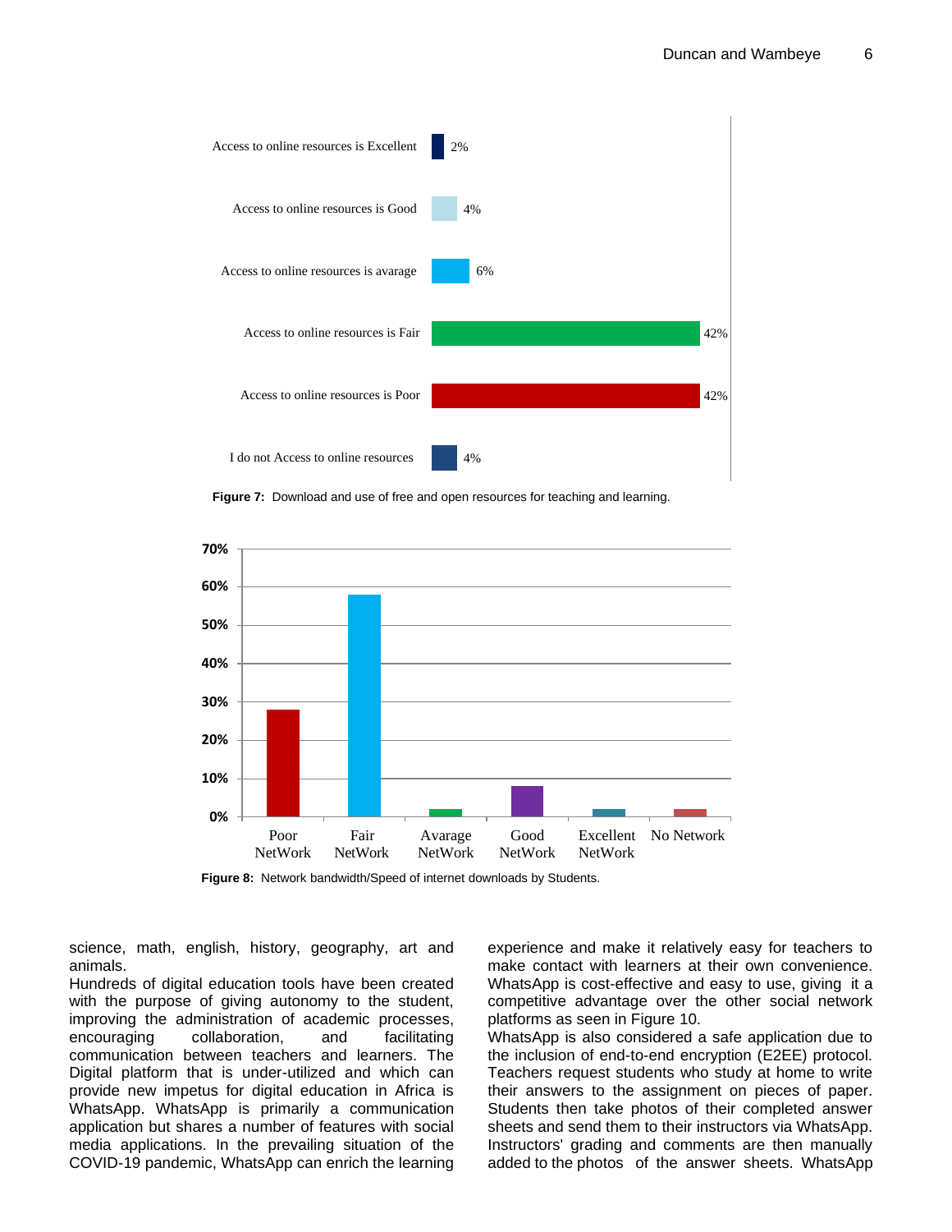Access to online resources is Excellent 2%

Access to online resources is Good 4%

Access to online resources is avarage 6%

Access to online resources is Fair 42%

Access to online resources is Poor 42%

I do not Access to online resources 4%

**Figure 7:** Download and use of free and open resources for teaching and learning.

| Poor NetWork | Fair NetWork | Avarage NetWork | Good NetWork | Excellent NetWork | No Network |
|---|---|---|---|---|---|

**Figure 8:** Network bandwidth/Speed of internet downloads by Students.

science, math, english, history, geography, art and animals.

Hundreds of digital education tools have been created with the purpose of giving autonomy to the student, improving the administration of academic processes, encouraging collaboration, and facilitating communication between teachers and learners. The Digital platform that is under-utilized and which can provide new impetus for digital education in Africa is WhatsApp. WhatsApp is primarily a communication application but shares a number of features with social media applications. In the prevailing situation of the COVID-19 pandemic, WhatsApp can enrich the learning experience and make it relatively easy for teachers to make contact with learners at their own convenience. WhatsApp is cost-effective and easy to use, giving it a competitive advantage over the other social network platforms as seen in Figure 10.

WhatsApp is also considered a safe application due to the inclusion of end-to-end encryption (E2EE) protocol. Teachers request students who study at home to write their answers to the assignment on pieces of paper. Students then take photos of their completed answer sheets and send them to their instructors via WhatsApp. Instructors' grading and comments are then manually added to the photos of the answer sheets. WhatsApp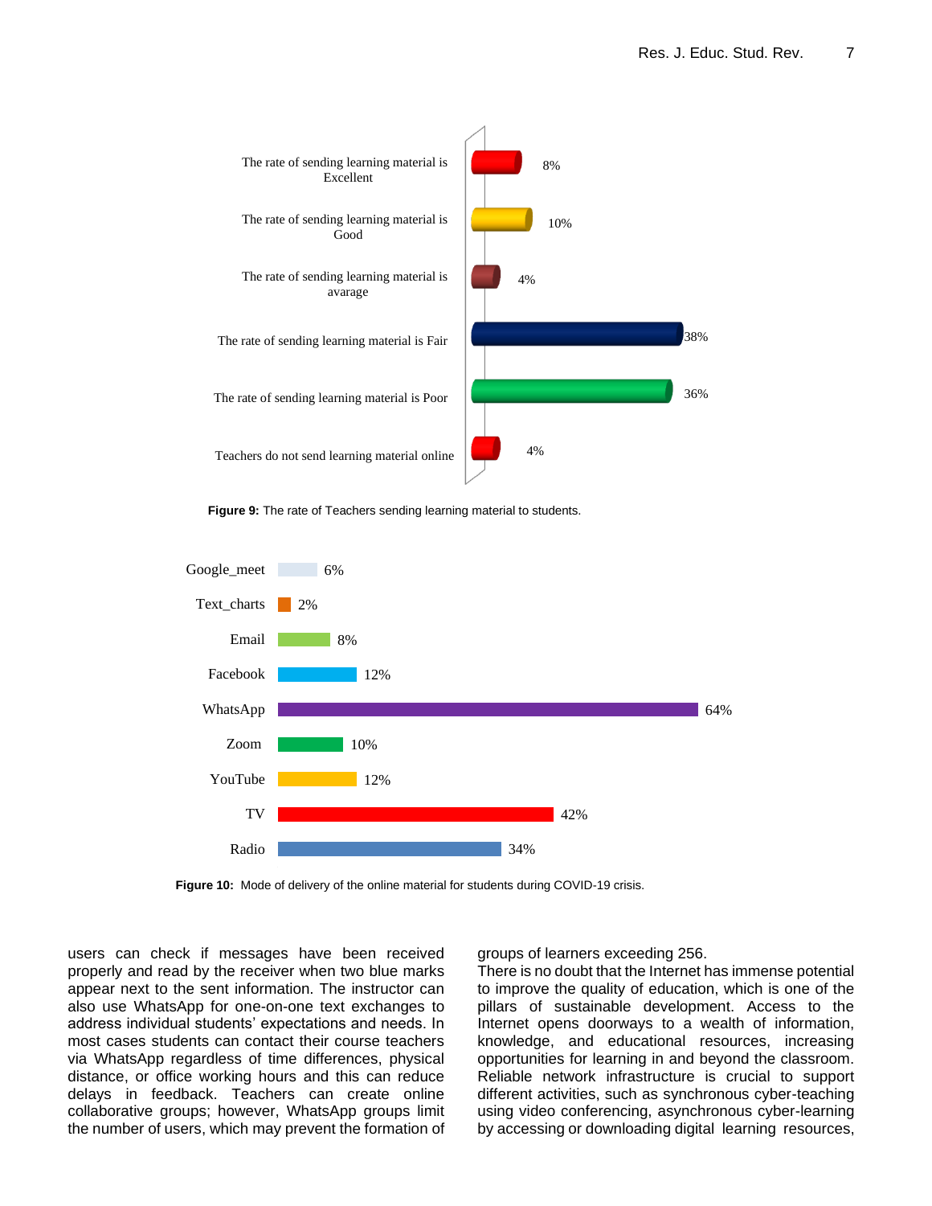| Category | Percentage |
|---|---|
| The rate of sending learning material is Excellent | 8% |
| The rate of sending learning material is Good | 10% |
| The rate of sending learning material is avarage | 4% |
| The rate of sending learning material is Fair | 38% |
| The rate of sending learning material is Poor | 36% |
| Teachers do not send learning material online | 4% |

**Figure 9:** The rate of Teachers sending learning material to students.

| Mode | Percentage |
|---|---|
| Google_meet | 6% |
| Text_charts | 2% |
| Email | 8% |
| Facebook | 12% |
| WhatsApp | 64% |
| Zoom | 10% |
| YouTube | 12% |
| TV | 42% |
| Radio | 34% |

**Figure 10:** Mode of delivery of the online material for students during COVID-19 crisis.

users can check if messages have been received properly and read by the receiver when two blue marks appear next to the sent information. The instructor can also use WhatsApp for one-on-one text exchanges to address individual students' expectations and needs. In most cases students can contact their course teachers via WhatsApp regardless of time differences, physical distance, or office working hours and this can reduce delays in feedback. Teachers can create online collaborative groups; however, WhatsApp groups limit the number of users, which may prevent the formation of groups of learners exceeding 256.

There is no doubt that the Internet has immense potential to improve the quality of education, which is one of the pillars of sustainable development. Access to the Internet opens doorways to a wealth of information, knowledge, and educational resources, increasing opportunities for learning in and beyond the classroom. Reliable network infrastructure is crucial to support different activities, such as synchronous cyber-teaching using video conferencing, asynchronous cyber-learning by accessing or downloading digital learning resources,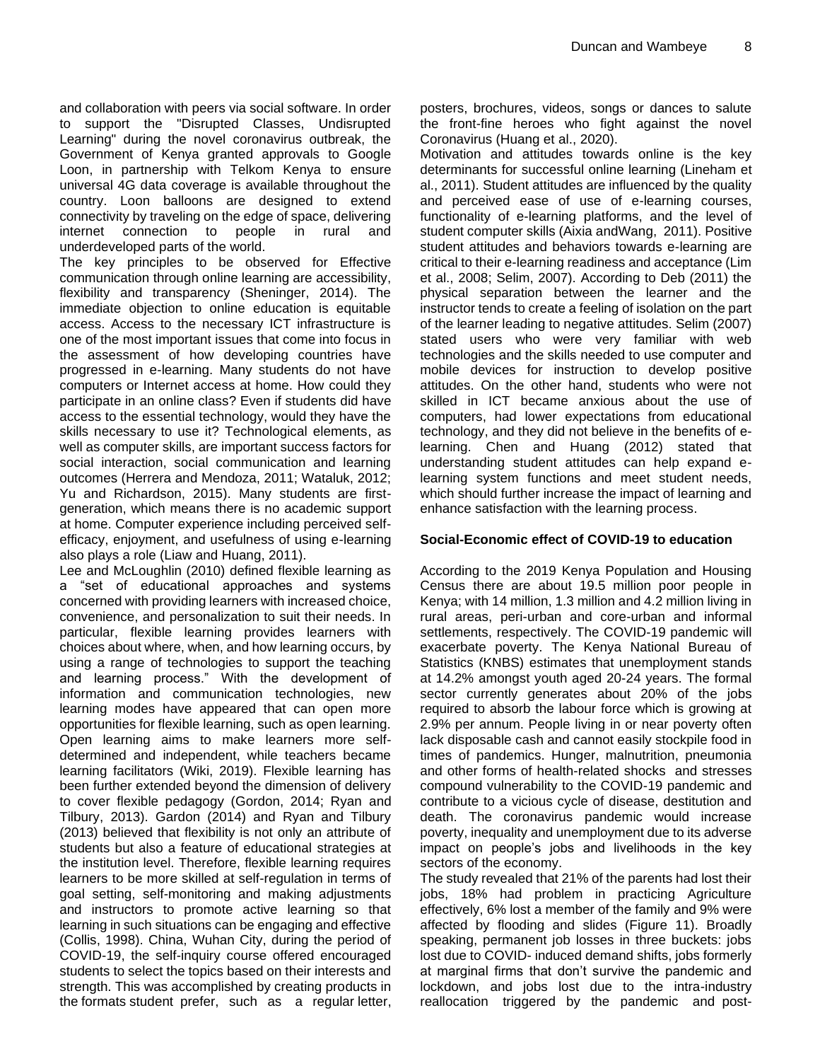and collaboration with peers via social software. In order to support the "Disrupted Classes, Undisrupted Learning" during the novel coronavirus outbreak, the Government of Kenya granted approvals to Google Loon, in partnership with Telkom Kenya to ensure universal 4G data coverage is available throughout the country. Loon balloons are designed to extend connectivity by traveling on the edge of space, delivering internet connection to people in rural and underdeveloped parts of the world.

The key principles to be observed for Effective communication through online learning are accessibility, flexibility and transparency (Sheninger, 2014). The immediate objection to online education is equitable access. Access to the necessary ICT infrastructure is one of the most important issues that come into focus in the assessment of how developing countries have progressed in e-learning. Many students do not have computers or Internet access at home. How could they participate in an online class? Even if students did have access to the essential technology, would they have the skills necessary to use it? Technological elements, as well as computer skills, are important success factors for social interaction, social communication and learning outcomes (Herrera and Mendoza, 2011; Wataluk, 2012; Yu and Richardson, 2015). Many students are first-generation, which means there is no academic support at home. Computer experience including perceived self-efficacy, enjoyment, and usefulness of using e-learning also plays a role (Liaw and Huang, 2011).

Lee and McLoughlin (2010) defined flexible learning as a "set of educational approaches and systems concerned with providing learners with increased choice, convenience, and personalization to suit their needs. In particular, flexible learning provides learners with choices about where, when, and how learning occurs, by using a range of technologies to support the teaching and learning process." With the development of information and communication technologies, new learning modes have appeared that can open more opportunities for flexible learning, such as open learning. Open learning aims to make learners more self-determined and independent, while teachers became learning facilitators (Wiki, 2019). Flexible learning has been further extended beyond the dimension of delivery to cover flexible pedagogy (Gordon, 2014; Ryan and Tilbury, 2013). Gardon (2014) and Ryan and Tilbury (2013) believed that flexibility is not only an attribute of students but also a feature of educational strategies at the institution level. Therefore, flexible learning requires learners to be more skilled at self-regulation in terms of goal setting, self-monitoring and making adjustments and instructors to promote active learning so that learning in such situations can be engaging and effective (Collis, 1998). China, Wuhan City, during the period of COVID-19, the self-inquiry course offered encouraged students to select the topics based on their interests and strength. This was accomplished by creating products in the formats student prefer, such as a regular letter, posters, brochures, videos, songs or dances to salute the front-fine heroes who fight against the novel Coronavirus (Huang et al., 2020).

Motivation and attitudes towards online is the key determinants for successful online learning (Lineham et al., 2011). Student attitudes are influenced by the quality and perceived ease of use of e-learning courses, functionality of e-learning platforms, and the level of student computer skills (Aixia andWang, 2011). Positive student attitudes and behaviors towards e-learning are critical to their e-learning readiness and acceptance (Lim et al., 2008; Selim, 2007). According to Deb (2011) the physical separation between the learner and the instructor tends to create a feeling of isolation on the part of the learner leading to negative attitudes. Selim (2007) stated users who were very familiar with web technologies and the skills needed to use computer and mobile devices for instruction to develop positive attitudes. On the other hand, students who were not skilled in ICT became anxious about the use of computers, had lower expectations from educational technology, and they did not believe in the benefits of e-learning. Chen and Huang (2012) stated that understanding student attitudes can help expand e-learning system functions and meet student needs, which should further increase the impact of learning and enhance satisfaction with the learning process.

## Social-Economic effect of COVID-19 to education

According to the 2019 Kenya Population and Housing Census there are about 19.5 million poor people in Kenya; with 14 million, 1.3 million and 4.2 million living in rural areas, peri-urban and core-urban and informal settlements, respectively. The COVID-19 pandemic will exacerbate poverty. The Kenya National Bureau of Statistics (KNBS) estimates that unemployment stands at 14.2% amongst youth aged 20-24 years. The formal sector currently generates about 20% of the jobs required to absorb the labour force which is growing at 2.9% per annum. People living in or near poverty often lack disposable cash and cannot easily stockpile food in times of pandemics. Hunger, malnutrition, pneumonia and other forms of health-related shocks and stresses compound vulnerability to the COVID-19 pandemic and contribute to a vicious cycle of disease, destitution and death. The coronavirus pandemic would increase poverty, inequality and unemployment due to its adverse impact on people's jobs and livelihoods in the key sectors of the economy.

The study revealed that 21% of the parents had lost their jobs, 18% had problem in practicing Agriculture effectively, 6% lost a member of the family and 9% were affected by flooding and slides (Figure 11). Broadly speaking, permanent job losses in three buckets: jobs lost due to COVID- induced demand shifts, jobs formerly at marginal firms that don't survive the pandemic and lockdown, and jobs lost due to the intra-industry reallocation triggered by the pandemic and post-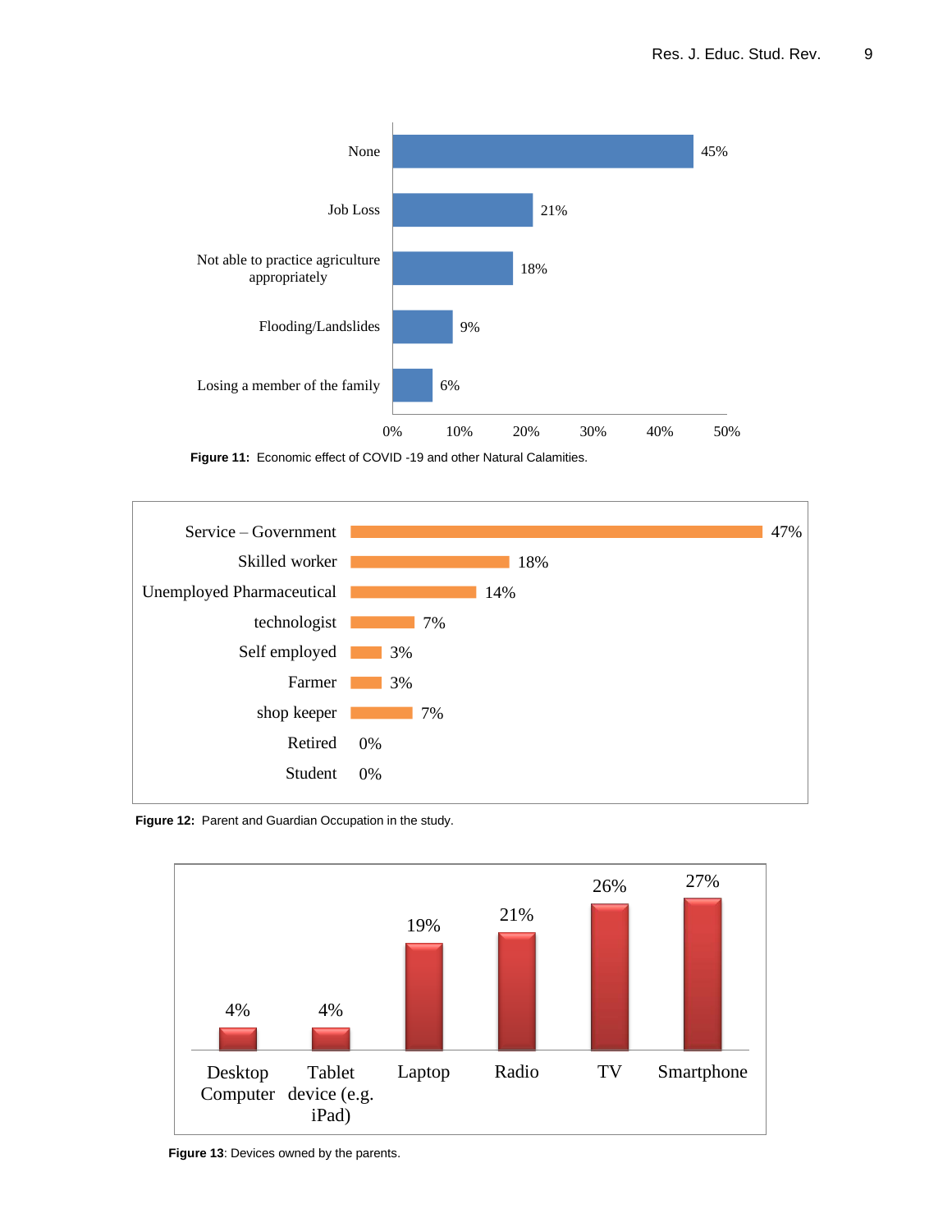| Category | Percentage |
| --- | --- |
| None | 45% |
| Job Loss | 21% |
| Not able to practice agriculture appropriately | 18% |
| Flooding/Landslides | 9% |
| Losing a member of the family | 6% |

**Figure 11:** Economic effect of COVID -19 and other Natural Calamities.

| Occupation | Percentage |
| --- | --- |
| Service – Government | 47% |
| Skilled worker | 18% |
| Unemployed Pharmaceutical | 14% |
| technologist | 7% |
| Self employed | 3% |
| Farmer | 3% |
| shop keeper | 7% |
| Retired | 0% |
| Student | 0% |

**Figure 12:** Parent and Guardian Occupation in the study.

| Device | Percentage |
| --- | --- |
| Desktop Computer | 4% |
| Tablet device (e.g. iPad) | 4% |
| Laptop | 19% |
| Radio | 21% |
| TV | 26% |
| Smartphone | 27% |

**Figure 13**: Devices owned by the parents.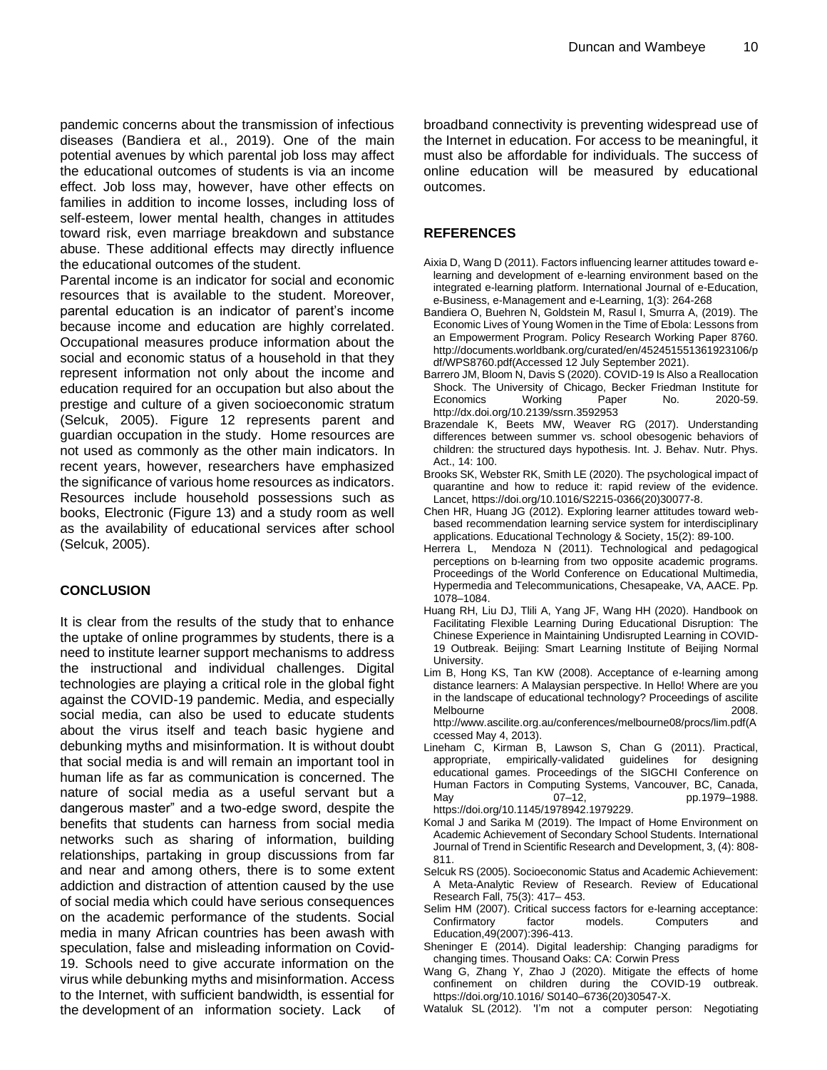pandemic concerns about the transmission of infectious diseases (Bandiera et al., 2019). One of the main potential avenues by which parental job loss may affect the educational outcomes of students is via an income effect. Job loss may, however, have other effects on families in addition to income losses, including loss of self-esteem, lower mental health, changes in attitudes toward risk, even marriage breakdown and substance abuse. These additional effects may directly influence the educational outcomes of the student.

Parental income is an indicator for social and economic resources that is available to the student. Moreover, parental education is an indicator of parent's income because income and education are highly correlated. Occupational measures produce information about the social and economic status of a household in that they represent information not only about the income and education required for an occupation but also about the prestige and culture of a given socioeconomic stratum (Selcuk, 2005). Figure 12 represents parent and guardian occupation in the study. Home resources are not used as commonly as the other main indicators. In recent years, however, researchers have emphasized the significance of various home resources as indicators. Resources include household possessions such as books, Electronic (Figure 13) and a study room as well as the availability of educational services after school (Selcuk, 2005).

## CONCLUSION

It is clear from the results of the study that to enhance the uptake of online programmes by students, there is a need to institute learner support mechanisms to address the instructional and individual challenges. Digital technologies are playing a critical role in the global fight against the COVID-19 pandemic. Media, and especially social media, can also be used to educate students about the virus itself and teach basic hygiene and debunking myths and misinformation. It is without doubt that social media is and will remain an important tool in human life as far as communication is concerned. The nature of social media as a useful servant but a dangerous master" and a two-edge sword, despite the benefits that students can harness from social media networks such as sharing of information, building relationships, partaking in group discussions from far and near and among others, there is to some extent addiction and distraction of attention caused by the use of social media which could have serious consequences on the academic performance of the students. Social media in many African countries has been awash with speculation, false and misleading information on Covid-19. Schools need to give accurate information on the virus while debunking myths and misinformation. Access to the Internet, with sufficient bandwidth, is essential for the development of an information society. Lack of broadband connectivity is preventing widespread use of the Internet in education. For access to be meaningful, it must also be affordable for individuals. The success of online education will be measured by educational outcomes.

## REFERENCES

Aixia D, Wang D (2011). Factors influencing learner attitudes toward e-learning and development of e-learning environment based on the integrated e-learning platform. International Journal of e-Education, e-Business, e-Management and e-Learning, 1(3): 264-268

Bandiera O, Buehren N, Goldstein M, Rasul I, Smurra A, (2019). The Economic Lives of Young Women in the Time of Ebola: Lessons from an Empowerment Program. Policy Research Working Paper 8760. http://documents.worldbank.org/curated/en/452451551361923106/pdf/WPS8760.pdf(Accessed 12 July September 2021).

Barrero JM, Bloom N, Davis S (2020). COVID-19 Is Also a Reallocation Shock. The University of Chicago, Becker Friedman Institute for Economics Working Paper No. 2020-59. http://dx.doi.org/10.2139/ssrn.3592953

Brazendale K, Beets MW, Weaver RG (2017). Understanding differences between summer vs. school obesogenic behaviors of children: the structured days hypothesis. Int. J. Behav. Nutr. Phys. Act., 14: 100.

Brooks SK, Webster RK, Smith LE (2020). The psychological impact of quarantine and how to reduce it: rapid review of the evidence. Lancet, https://doi.org/10.1016/S2215-0366(20)30077-8.

Chen HR, Huang JG (2012). Exploring learner attitudes toward web-based recommendation learning service system for interdisciplinary applications. Educational Technology & Society, 15(2): 89-100.

Herrera L, Mendoza N (2011). Technological and pedagogical perceptions on b-learning from two opposite academic programs. Proceedings of the World Conference on Educational Multimedia, Hypermedia and Telecommunications, Chesapeake, VA, AACE. Pp. 1078–1084.

Huang RH, Liu DJ, Tlili A, Yang JF, Wang HH (2020). Handbook on Facilitating Flexible Learning During Educational Disruption: The Chinese Experience in Maintaining Undisrupted Learning in COVID-19 Outbreak. Beijing: Smart Learning Institute of Beijing Normal University.

Lim B, Hong KS, Tan KW (2008). Acceptance of e-learning among distance learners: A Malaysian perspective. In Hello! Where are you in the landscape of educational technology? Proceedings of ascilite Melbourne 2008. http://www.ascilite.org.au/conferences/melbourne08/procs/lim.pdf(Accessed May 4, 2013).

Lineham C, Kirman B, Lawson S, Chan G (2011). Practical, appropriate, empirically-validated guidelines for designing educational games. Proceedings of the SIGCHI Conference on Human Factors in Computing Systems, Vancouver, BC, Canada, May 07–12, pp.1979–1988. https://doi.org/10.1145/1978942.1979229.

Komal J and Sarika M (2019). The Impact of Home Environment on Academic Achievement of Secondary School Students. International Journal of Trend in Scientific Research and Development, 3, (4): 808-811.

Selcuk RS (2005). Socioeconomic Status and Academic Achievement: A Meta-Analytic Review of Research. Review of Educational Research Fall, 75(3): 417– 453.

Selim HM (2007). Critical success factors for e-learning acceptance: Confirmatory factor models. Computers and Education,49(2007):396-413.

Sheninger E (2014). Digital leadership: Changing paradigms for changing times. Thousand Oaks: CA: Corwin Press

Wang G, Zhang Y, Zhao J (2020). Mitigate the effects of home confinement on children during the COVID-19 outbreak. https://doi.org/10.1016/ S0140–6736(20)30547-X.

Wataluk SL (2012). 'I'm not a computer person: Negotiating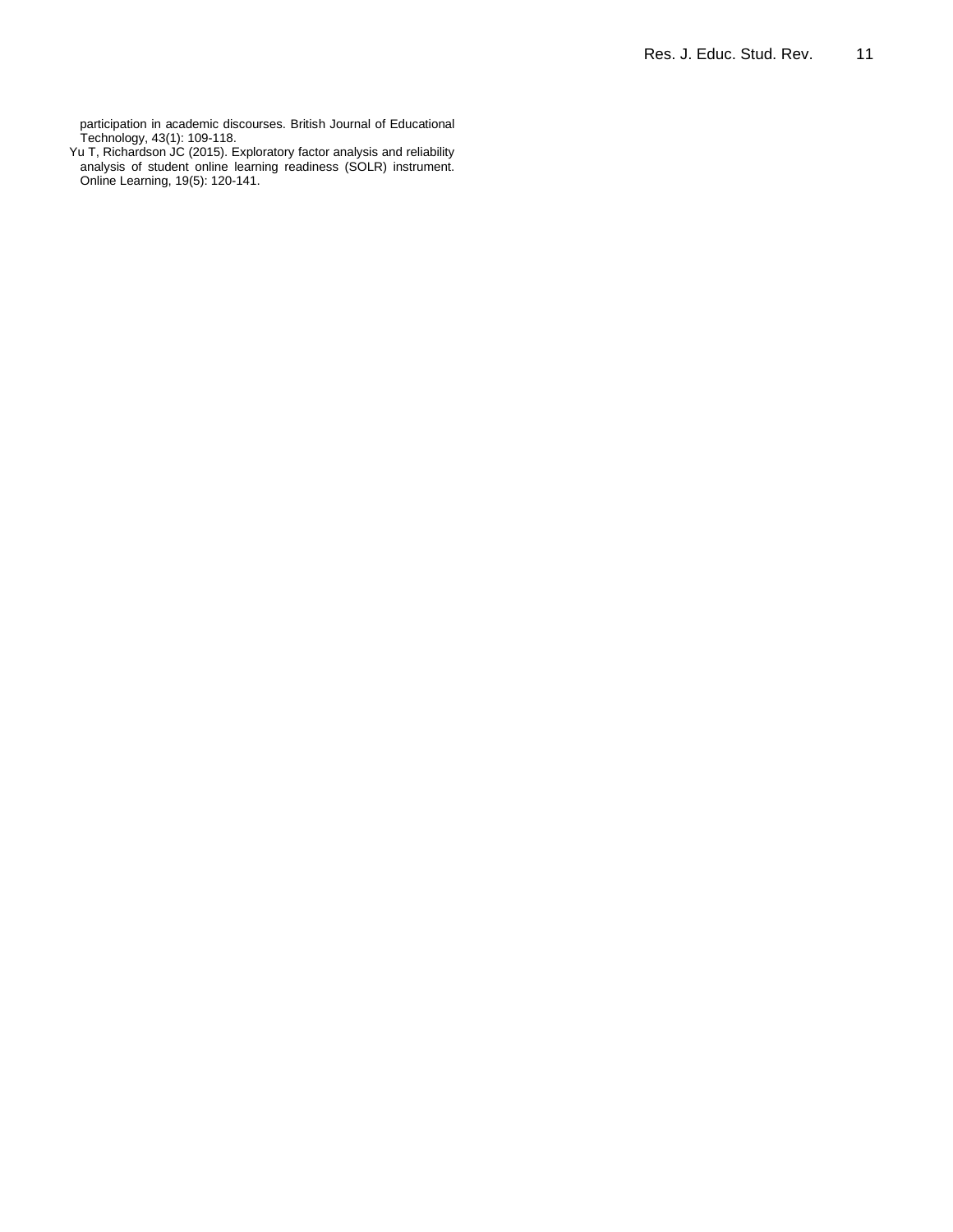participation in academic discourses. British Journal of Educational Technology, 43(1): 109-118.

Yu T, Richardson JC (2015). Exploratory factor analysis and reliability analysis of student online learning readiness (SOLR) instrument. Online Learning, 19(5): 120-141.